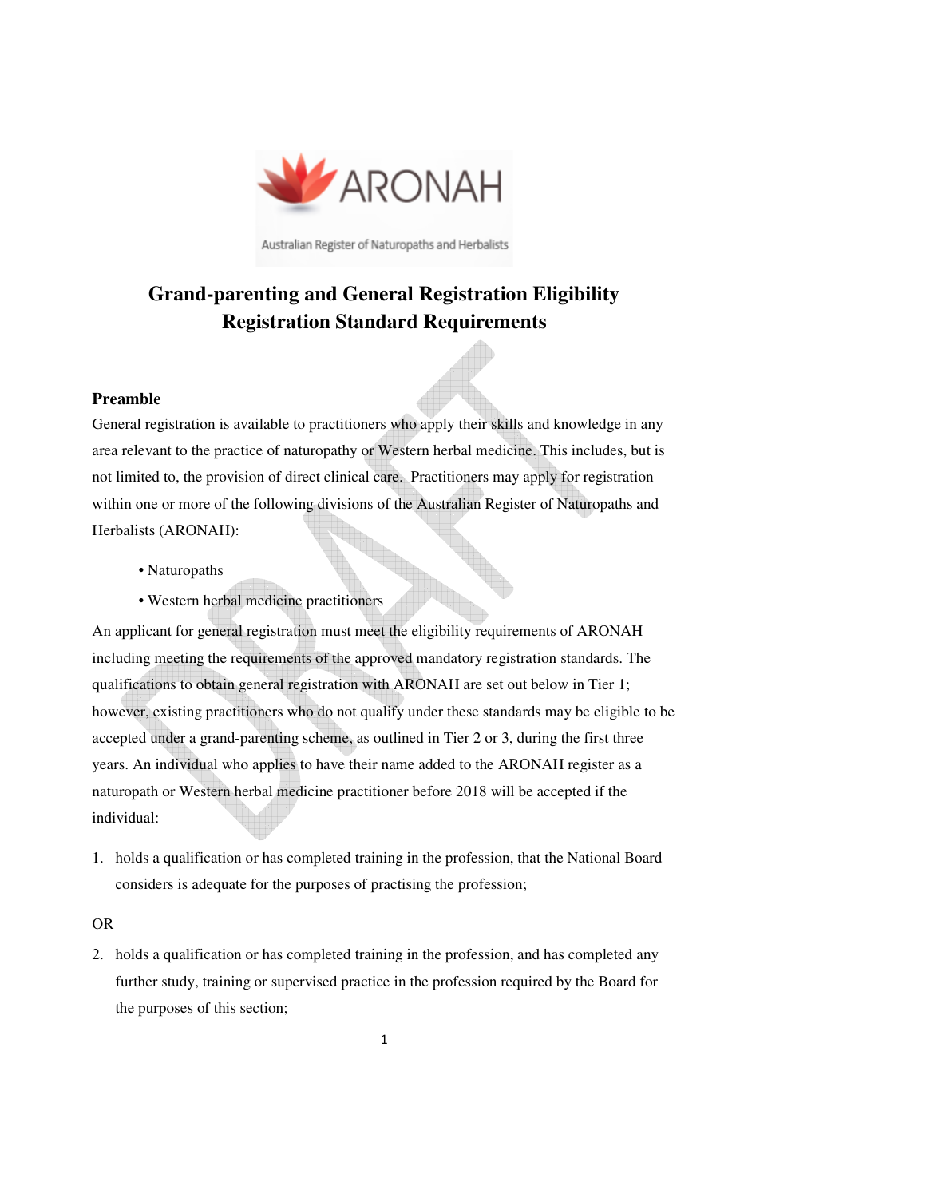ARONAH

Australian Register of Naturopaths and Herbalists

# Grand-parenting and General Registration Eligibility Registration Standard Requirements

## Preamble

General registration is available to practitioners who apply their skills and knowledge in any area relevant to the practice of naturopathy or Western herbal medicine. This includes, but is not limited to, the provision of direct clinical care. Practitioners may apply for registration within one or more of the following divisions of the Australian Register of Naturopaths and Herbalists (ARONAH):

- Naturopaths
- Western herbal medicine practitioners

An applicant for general registration must meet the eligibility requirements of ARONAH including meeting the requirements of the approved mandatory registration standards. The qualifications to obtain general registration with ARONAH are set out below in Tier 1; however, existing practitioners who do not qualify under these standards may be eligible to be accepted under a grand-parenting scheme, as outlined in Tier 2 or 3, during the first three years. An individual who applies to have their name added to the ARONAH register as a naturopath or Western herbal medicine practitioner before 2018 will be accepted if the individual:

1. holds a qualification or has completed training in the profession, that the National Board considers is adequate for the purposes of practising the profession;

OR

2. holds a qualification or has completed training in the profession, and has completed any further study, training or supervised practice in the profession required by the Board for the purposes of this section;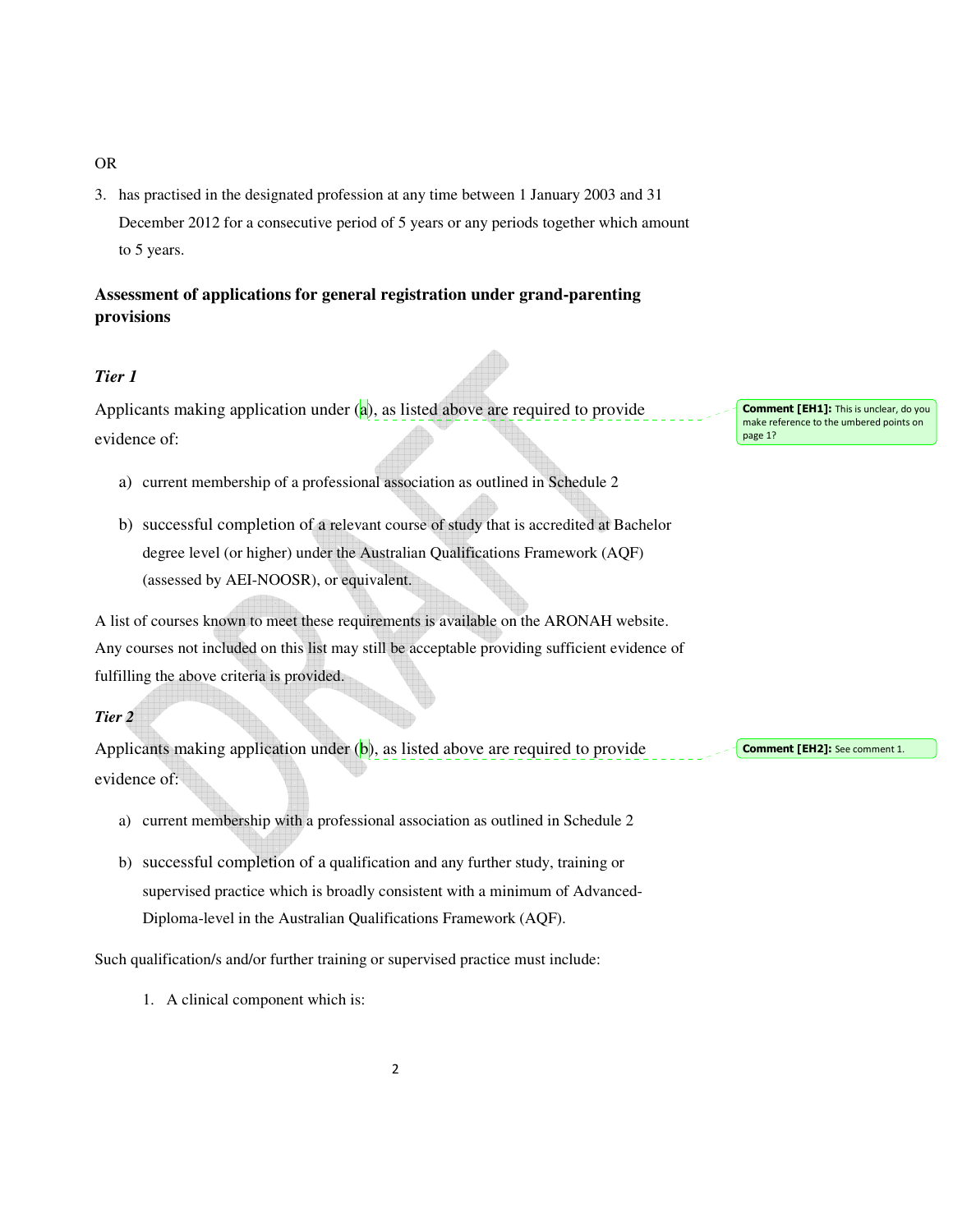OR

3. has practised in the designated profession at any time between 1 January 2003 and 31 December 2012 for a consecutive period of 5 years or any periods together which amount to 5 years.

**Assessment of applications for general registration under grand-parenting provisions**

***Tier 1***

Applicants making application under (a), as listed above are required to provide evidence of:

a) current membership of a professional association as outlined in Schedule 2

b) successful completion of a relevant course of study that is accredited at Bachelor degree level (or higher) under the Australian Qualifications Framework (AQF) (assessed by AEI-NOOSR), or equivalent.

A list of courses known to meet these requirements is available on the ARONAH website. Any courses not included on this list may still be acceptable providing sufficient evidence of fulfilling the above criteria is provided.

***Tier 2***

Applicants making application under (b), as listed above are required to provide evidence of:

a) current membership with a professional association as outlined in Schedule 2

b) successful completion of a qualification and any further study, training or supervised practice which is broadly consistent with a minimum of Advanced-Diploma-level in the Australian Qualifications Framework (AQF).

Such qualification/s and/or further training or supervised practice must include:

1. A clinical component which is:

**Comment [EH1]:** This is unclear, do you make reference to the umbered points on page 1?

**Comment [EH2]:** See comment 1.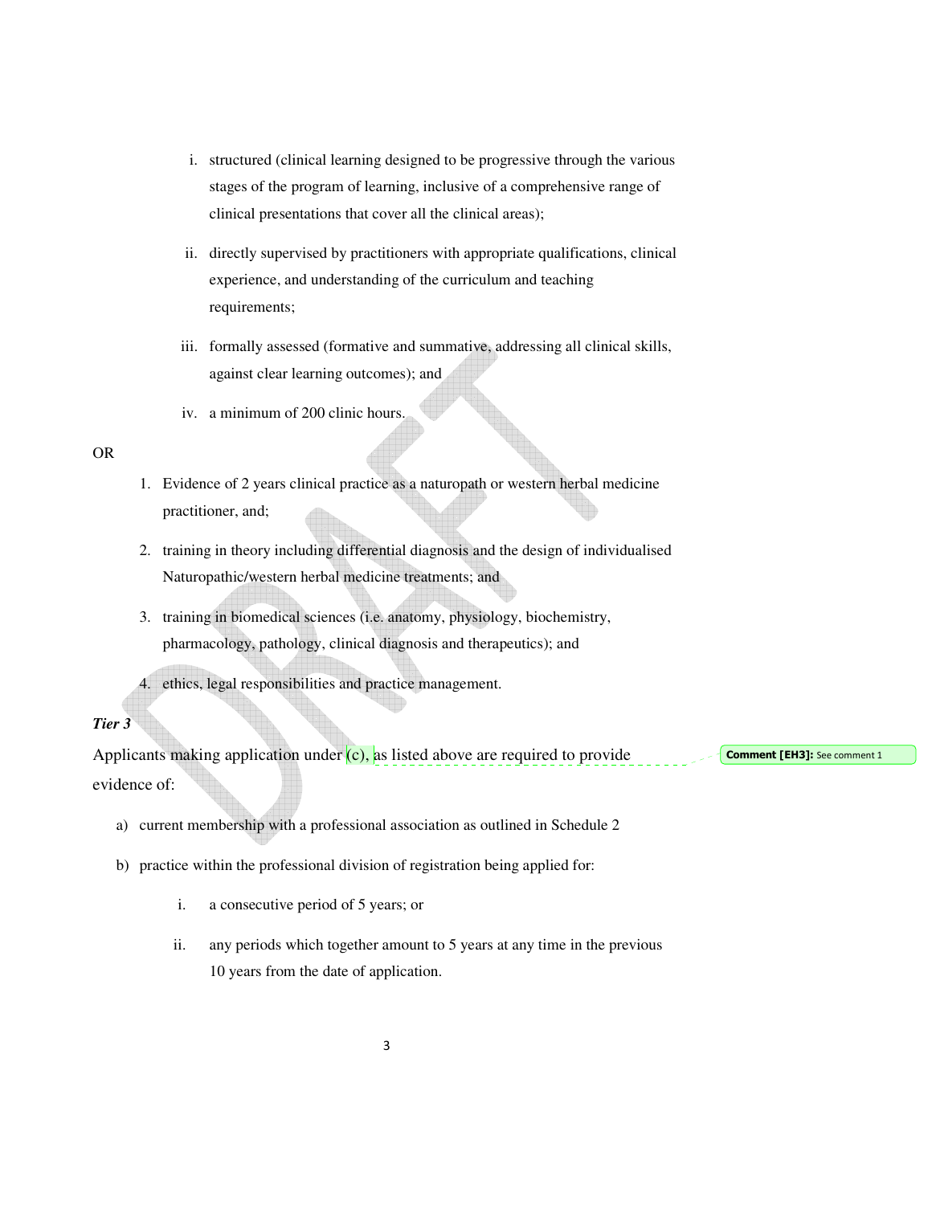i. structured (clinical learning designed to be progressive through the various stages of the program of learning, inclusive of a comprehensive range of clinical presentations that cover all the clinical areas);

ii. directly supervised by practitioners with appropriate qualifications, clinical experience, and understanding of the curriculum and teaching requirements;

iii. formally assessed (formative and summative, addressing all clinical skills, against clear learning outcomes); and

iv. a minimum of 200 clinic hours.

OR

1. Evidence of 2 years clinical practice as a naturopath or western herbal medicine practitioner, and;
2. training in theory including differential diagnosis and the design of individualised Naturopathic/western herbal medicine treatments; and
3. training in biomedical sciences (i.e. anatomy, physiology, biochemistry, pharmacology, pathology, clinical diagnosis and therapeutics); and
4. ethics, legal responsibilities and practice management.

***Tier 3***

Applicants making application under (c), as listed above are required to provide evidence of:

Comment [EH3]: See comment 1

a) current membership with a professional association as outlined in Schedule 2

b) practice within the professional division of registration being applied for:

i. a consecutive period of 5 years; or

ii. any periods which together amount to 5 years at any time in the previous 10 years from the date of application.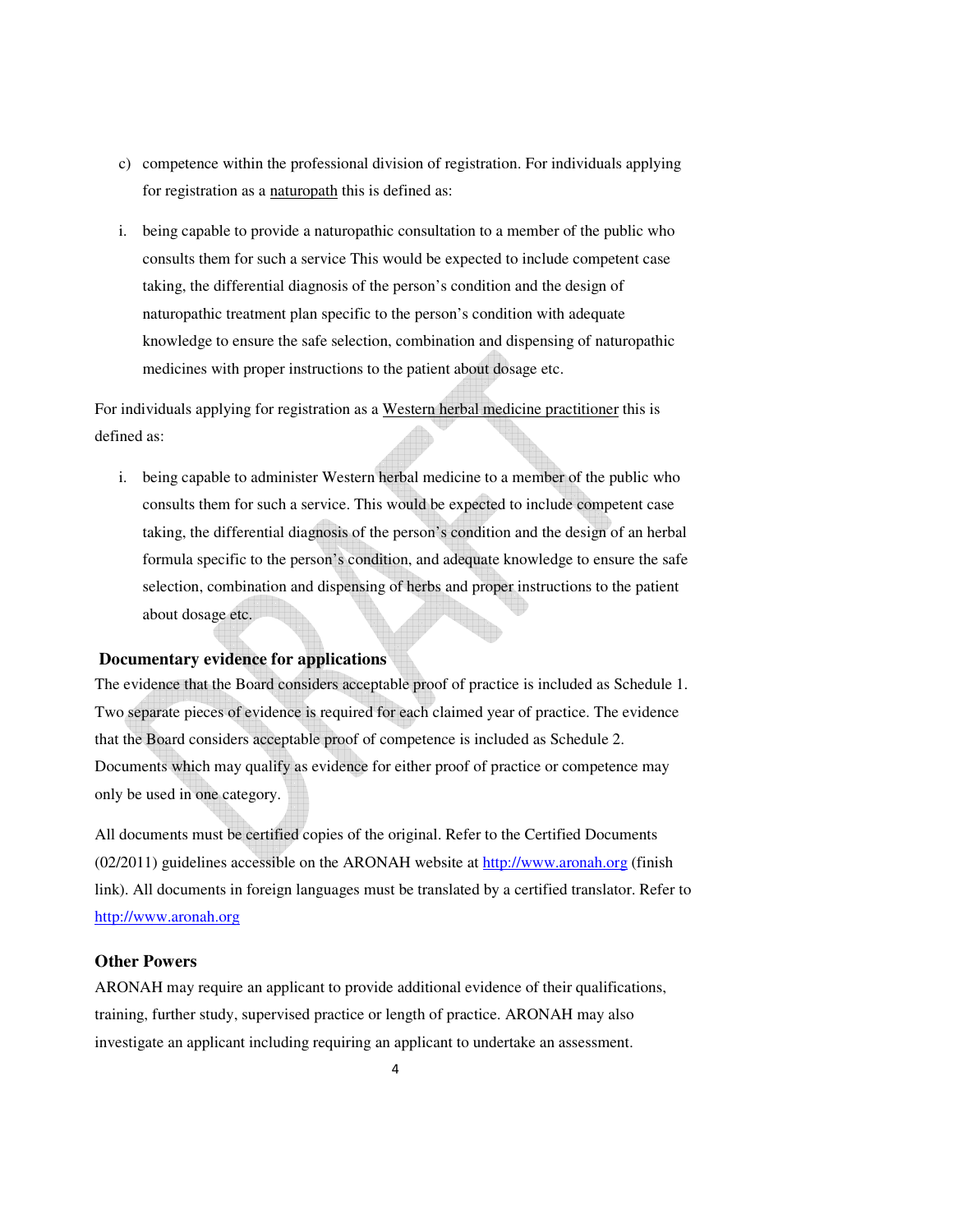c) competence within the professional division of registration. For individuals applying for registration as a naturopath this is defined as:

i. being capable to provide a naturopathic consultation to a member of the public who consults them for such a service This would be expected to include competent case taking, the differential diagnosis of the person's condition and the design of naturopathic treatment plan specific to the person's condition with adequate knowledge to ensure the safe selection, combination and dispensing of naturopathic medicines with proper instructions to the patient about dosage etc.

For individuals applying for registration as a Western herbal medicine practitioner this is defined as:

i. being capable to administer Western herbal medicine to a member of the public who consults them for such a service. This would be expected to include competent case taking, the differential diagnosis of the person's condition and the design of an herbal formula specific to the person's condition, and adequate knowledge to ensure the safe selection, combination and dispensing of herbs and proper instructions to the patient about dosage etc.

**Documentary evidence for applications**

The evidence that the Board considers acceptable proof of practice is included as Schedule 1. Two separate pieces of evidence is required for each claimed year of practice. The evidence that the Board considers acceptable proof of competence is included as Schedule 2. Documents which may qualify as evidence for either proof of practice or competence may only be used in one category.

All documents must be certified copies of the original. Refer to the Certified Documents (02/2011) guidelines accessible on the ARONAH website at http://www.aronah.org (finish link). All documents in foreign languages must be translated by a certified translator. Refer to http://www.aronah.org

**Other Powers**

ARONAH may require an applicant to provide additional evidence of their qualifications, training, further study, supervised practice or length of practice. ARONAH may also investigate an applicant including requiring an applicant to undertake an assessment.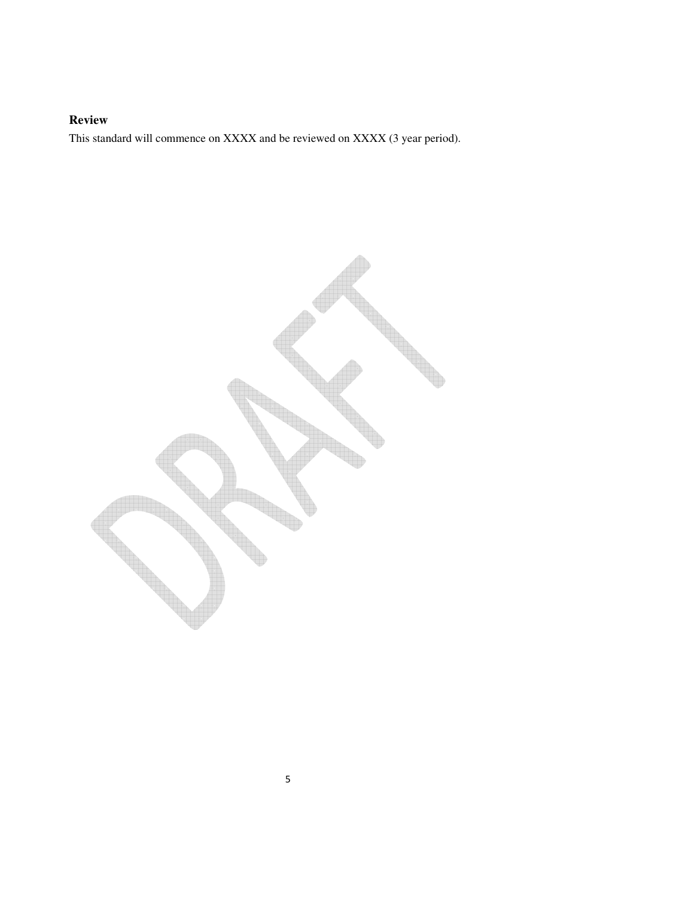## Review

This standard will commence on XXXX and be reviewed on XXXX (3 year period).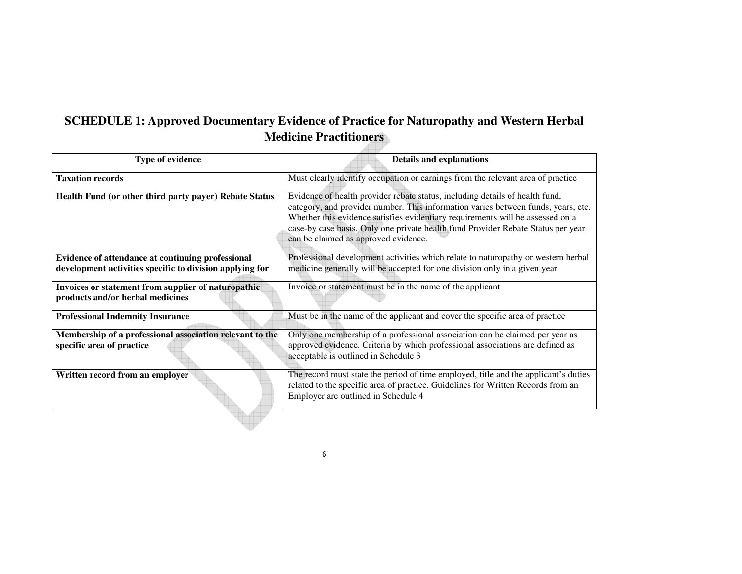# SCHEDULE 1: Approved Documentary Evidence of Practice for Naturopathy and Western Herbal Medicine Practitioners

| Type of evidence | Details and explanations |
|---|---|
| **Taxation records** | Must clearly identify occupation or earnings from the relevant area of practice |
| **Health Fund (or other third party payer) Rebate Status** | Evidence of health provider rebate status, including details of health fund, category, and provider number. This information varies between funds, years, etc. Whether this evidence satisfies evidentiary requirements will be assessed on a case-by case basis. Only one private health fund Provider Rebate Status per year can be claimed as approved evidence. |
| **Evidence of attendance at continuing professional development activities specific to division applying for** | Professional development activities which relate to naturopathy or western herbal medicine generally will be accepted for one division only in a given year |
| **Invoices or statement from supplier of naturopathic products and/or herbal medicines** | Invoice or statement must be in the name of the applicant |
| **Professional Indemnity Insurance** | Must be in the name of the applicant and cover the specific area of practice |
| **Membership of a professional association relevant to the specific area of practice** | Only one membership of a professional association can be claimed per year as approved evidence. Criteria by which professional associations are defined as acceptable is outlined in Schedule 3 |
| **Written record from an employer** | The record must state the period of time employed, title and the applicant's duties related to the specific area of practice. Guidelines for Written Records from an Employer are outlined in Schedule 4 |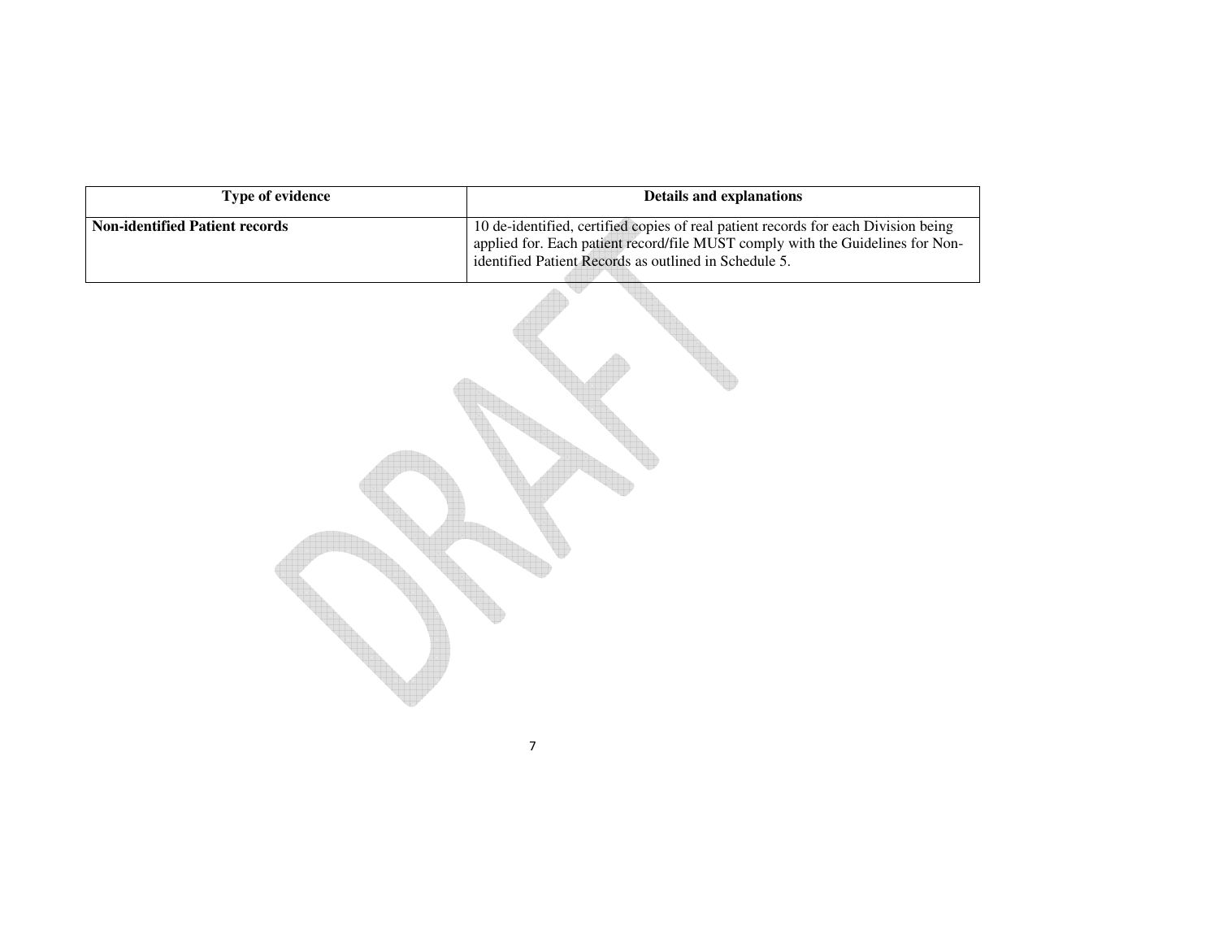| Type of evidence | Details and explanations |
| --- | --- |
| **Non-identified Patient records** | 10 de-identified, certified copies of real patient records for each Division being applied for. Each patient record/file MUST comply with the Guidelines for Non-identified Patient Records as outlined in Schedule 5. |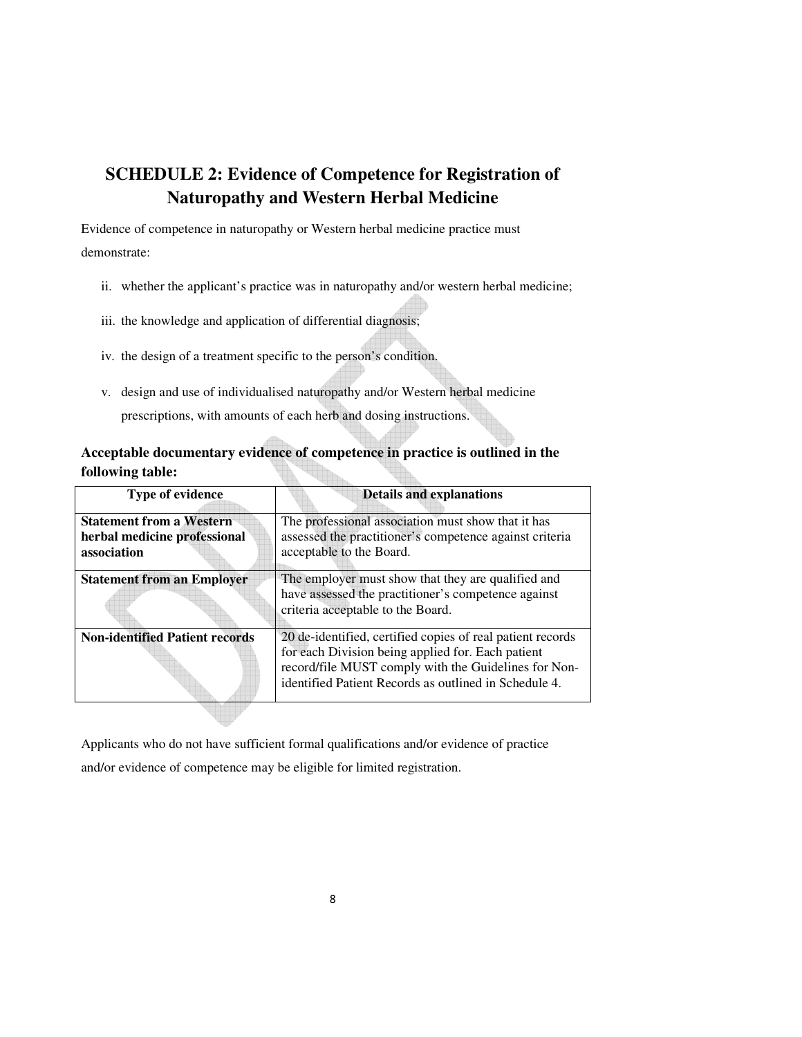## SCHEDULE 2: Evidence of Competence for Registration of Naturopathy and Western Herbal Medicine

Evidence of competence in naturopathy or Western herbal medicine practice must demonstrate:

ii. whether the applicant's practice was in naturopathy and/or western herbal medicine;

iii. the knowledge and application of differential diagnosis;

iv. the design of a treatment specific to the person's condition.

v. design and use of individualised naturopathy and/or Western herbal medicine prescriptions, with amounts of each herb and dosing instructions.

**Acceptable documentary evidence of competence in practice is outlined in the following table:**

| Type of evidence | Details and explanations |
| --- | --- |
| **Statement from a Western herbal medicine professional association** | The professional association must show that it has assessed the practitioner's competence against criteria acceptable to the Board. |
| **Statement from an Employer** | The employer must show that they are qualified and have assessed the practitioner's competence against criteria acceptable to the Board. |
| **Non-identified Patient records** | 20 de-identified, certified copies of real patient records for each Division being applied for. Each patient record/file MUST comply with the Guidelines for Non-identified Patient Records as outlined in Schedule 4. |

Applicants who do not have sufficient formal qualifications and/or evidence of practice and/or evidence of competence may be eligible for limited registration.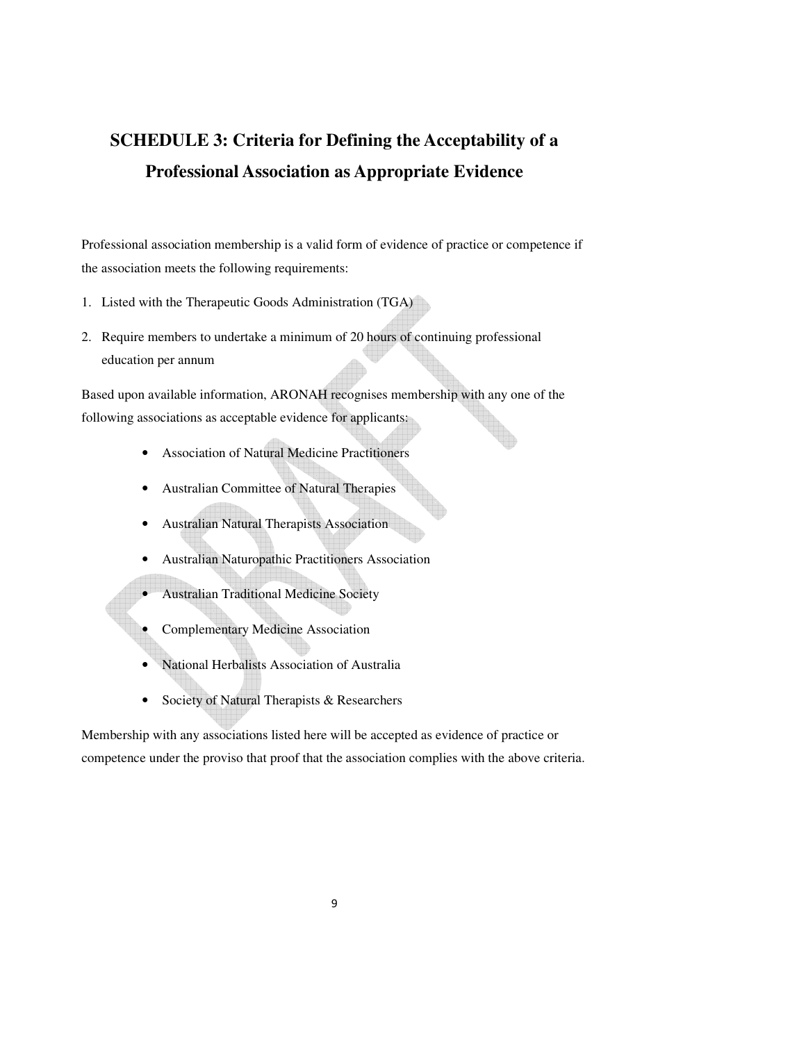# SCHEDULE 3: Criteria for Defining the Acceptability of a Professional Association as Appropriate Evidence

Professional association membership is a valid form of evidence of practice or competence if the association meets the following requirements:

1. Listed with the Therapeutic Goods Administration (TGA)
2. Require members to undertake a minimum of 20 hours of continuing professional education per annum

Based upon available information, ARONAH recognises membership with any one of the following associations as acceptable evidence for applicants:

- Association of Natural Medicine Practitioners
- Australian Committee of Natural Therapies
- Australian Natural Therapists Association
- Australian Naturopathic Practitioners Association
- Australian Traditional Medicine Society
- Complementary Medicine Association
- National Herbalists Association of Australia
- Society of Natural Therapists & Researchers

Membership with any associations listed here will be accepted as evidence of practice or competence under the proviso that proof that the association complies with the above criteria.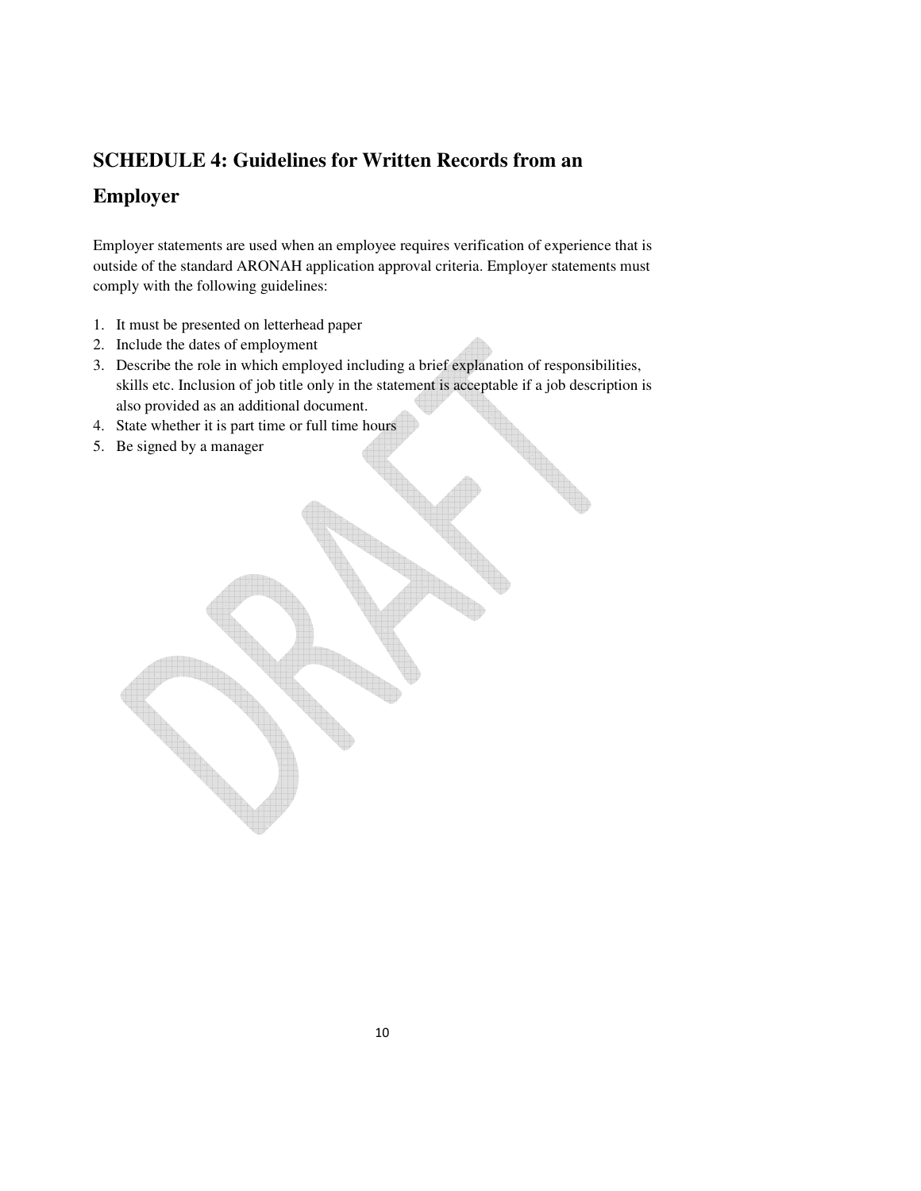## SCHEDULE 4: Guidelines for Written Records from an Employer

Employer statements are used when an employee requires verification of experience that is outside of the standard ARONAH application approval criteria. Employer statements must comply with the following guidelines:

1. It must be presented on letterhead paper
2. Include the dates of employment
3. Describe the role in which employed including a brief explanation of responsibilities, skills etc. Inclusion of job title only in the statement is acceptable if a job description is also provided as an additional document.
4. State whether it is part time or full time hours
5. Be signed by a manager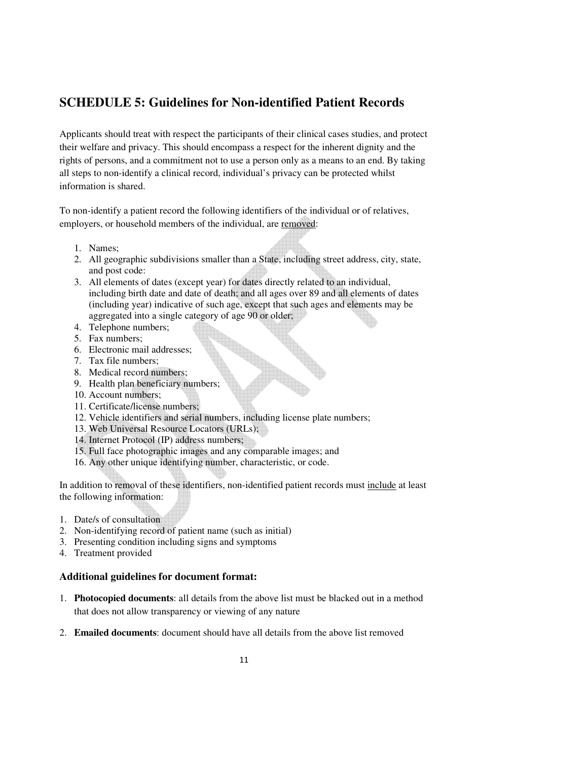## SCHEDULE 5: Guidelines for Non-identified Patient Records

Applicants should treat with respect the participants of their clinical cases studies, and protect their welfare and privacy. This should encompass a respect for the inherent dignity and the rights of persons, and a commitment not to use a person only as a means to an end. By taking all steps to non-identify a clinical record, individual's privacy can be protected whilst information is shared.

To non-identify a patient record the following identifiers of the individual or of relatives, employers, or household members of the individual, are removed:

1. Names;
2. All geographic subdivisions smaller than a State, including street address, city, state, and post code:
3. All elements of dates (except year) for dates directly related to an individual, including birth date and date of death; and all ages over 89 and all elements of dates (including year) indicative of such age, except that such ages and elements may be aggregated into a single category of age 90 or older;
4. Telephone numbers;
5. Fax numbers;
6. Electronic mail addresses;
7. Tax file numbers;
8. Medical record numbers;
9. Health plan beneficiary numbers;
10. Account numbers;
11. Certificate/license numbers;
12. Vehicle identifiers and serial numbers, including license plate numbers;
13. Web Universal Resource Locators (URLs);
14. Internet Protocol (IP) address numbers;
15. Full face photographic images and any comparable images; and
16. Any other unique identifying number, characteristic, or code.

In addition to removal of these identifiers, non-identified patient records must include at least the following information:

1. Date/s of consultation
2. Non-identifying record of patient name (such as initial)
3. Presenting condition including signs and symptoms
4. Treatment provided

### Additional guidelines for document format:

1. **Photocopied documents**: all details from the above list must be blacked out in a method that does not allow transparency or viewing of any nature
2. **Emailed documents**: document should have all details from the above list removed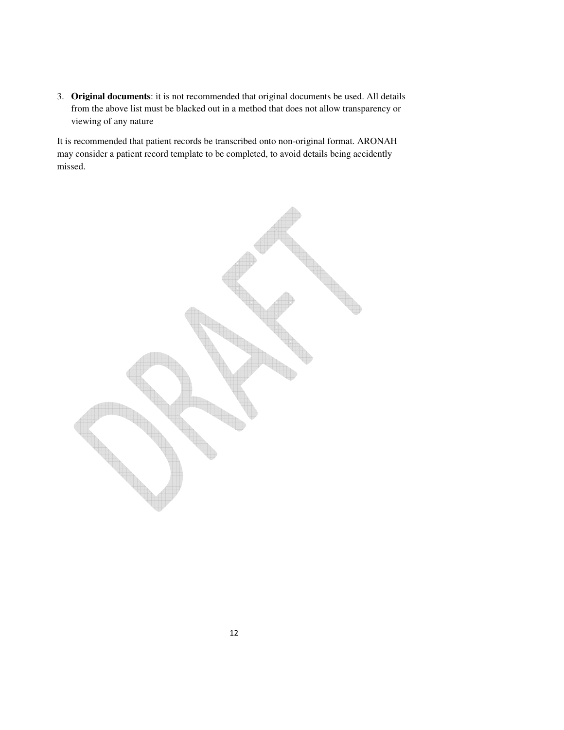3. **Original documents**: it is not recommended that original documents be used. All details from the above list must be blacked out in a method that does not allow transparency or viewing of any nature

It is recommended that patient records be transcribed onto non-original format. ARONAH may consider a patient record template to be completed, to avoid details being accidently missed.